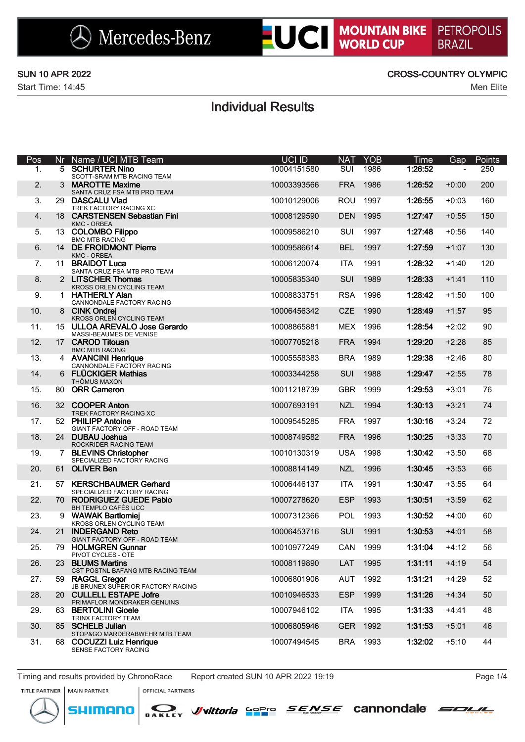Mercedes-Benz UCI MOUNTAIN BIKE WORLD CUP PETROPOLIS BRAZIL

SUN 10 APR 2022

Start Time: 14:45

CROSS-COUNTRY OLYMPIC

Men Elite

# Individual Results

| Pos | Nr | Name / UCI MTB Team | UCI ID | NAT | YOB | Time | Gap | Points |
|---|---|---|---|---|---|---|---|---|
| 1. | 5 | **SCHURTER Nino**<br>SCOTT-SRAM MTB RACING TEAM | 10004151580 | SUI | 1986 | **1:26:52** | - | 250 |
| 2. | 3 | **MAROTTE Maxime**<br>SANTA CRUZ FSA MTB PRO TEAM | 10003393566 | FRA | 1986 | **1:26:52** | +0:00 | 200 |
| 3. | 29 | **DASCALU Vlad**<br>TREK FACTORY RACING XC | 10010129006 | ROU | 1997 | **1:26:55** | +0:03 | 160 |
| 4. | 18 | **CARSTENSEN Sebastian Fini**<br>KMC - ORBEA | 10008129590 | DEN | 1995 | **1:27:47** | +0:55 | 150 |
| 5. | 13 | **COLOMBO Filippo**<br>BMC MTB RACING | 10009586210 | SUI | 1997 | **1:27:48** | +0:56 | 140 |
| 6. | 14 | **DE FROIDMONT Pierre**<br>KMC - ORBEA | 10009586614 | BEL | 1997 | **1:27:59** | +1:07 | 130 |
| 7. | 11 | **BRAIDOT Luca**<br>SANTA CRUZ FSA MTB PRO TEAM | 10006120074 | ITA | 1991 | **1:28:32** | +1:40 | 120 |
| 8. | 2 | **LITSCHER Thomas**<br>KROSS ORLEN CYCLING TEAM | 10005835340 | SUI | 1989 | **1:28:33** | +1:41 | 110 |
| 9. | 1 | **HATHERLY Alan**<br>CANNONDALE FACTORY RACING | 10008833751 | RSA | 1996 | **1:28:42** | +1:50 | 100 |
| 10. | 8 | **CINK Ondrej**<br>KROSS ORLEN CYCLING TEAM | 10006456342 | CZE | 1990 | **1:28:49** | +1:57 | 95 |
| 11. | 15 | **ULLOA AREVALO Jose Gerardo**<br>MASSI-BEAUMES DE VENISE | 10008865881 | MEX | 1996 | **1:28:54** | +2:02 | 90 |
| 12. | 17 | **CAROD Titouan**<br>BMC MTB RACING | 10007705218 | FRA | 1994 | **1:29:20** | +2:28 | 85 |
| 13. | 4 | **AVANCINI Henrique**<br>CANNONDALE FACTORY RACING | 10005558383 | BRA | 1989 | **1:29:38** | +2:46 | 80 |
| 14. | 6 | **FLÜCKIGER Mathias**<br>THÖMUS MAXON | 10003344258 | SUI | 1988 | **1:29:47** | +2:55 | 78 |
| 15. | 80 | **ORR Cameron** | 10011218739 | GBR | 1999 | **1:29:53** | +3:01 | 76 |
| 16. | 32 | **COOPER Anton**<br>TREK FACTORY RACING XC | 10007693191 | NZL | 1994 | **1:30:13** | +3:21 | 74 |
| 17. | 52 | **PHILIPP Antoine**<br>GIANT FACTORY OFF - ROAD TEAM | 10009545285 | FRA | 1997 | **1:30:16** | +3:24 | 72 |
| 18. | 24 | **DUBAU Joshua**<br>ROCKRIDER RACING TEAM | 10008749582 | FRA | 1996 | **1:30:25** | +3:33 | 70 |
| 19. | 7 | **BLEVINS Christopher**<br>SPECIALIZED FACTORY RACING | 10010130319 | USA | 1998 | **1:30:42** | +3:50 | 68 |
| 20. | 61 | **OLIVER Ben** | 10008814149 | NZL | 1996 | **1:30:45** | +3:53 | 66 |
| 21. | 57 | **KERSCHBAUMER Gerhard**<br>SPECIALIZED FACTORY RACING | 10006446137 | ITA | 1991 | **1:30:47** | +3:55 | 64 |
| 22. | 70 | **RODRIGUEZ GUEDE Pablo**<br>BH TEMPLO CAFÉS UCC | 10007278620 | ESP | 1993 | **1:30:51** | +3:59 | 62 |
| 23. | 9 | **WAWAK Bartlomiej**<br>KROSS ORLEN CYCLING TEAM | 10007312366 | POL | 1993 | **1:30:52** | +4:00 | 60 |
| 24. | 21 | **INDERGAND Reto**<br>GIANT FACTORY OFF - ROAD TEAM | 10006453716 | SUI | 1991 | **1:30:53** | +4:01 | 58 |
| 25. | 79 | **HOLMGREN Gunnar**<br>PIVOT CYCLES - OTE | 10010977249 | CAN | 1999 | **1:31:04** | +4:12 | 56 |
| 26. | 23 | **BLUMS Martins**<br>CST POSTNL BAFANG MTB RACING TEAM | 10008119890 | LAT | 1995 | **1:31:11** | +4:19 | 54 |
| 27. | 59 | **RAGGL Gregor**<br>JB BRUNEX SUPERIOR FACTORY RACING | 10006801906 | AUT | 1992 | **1:31:21** | +4:29 | 52 |
| 28. | 20 | **CULLELL ESTAPE Jofre**<br>PRIMAFLOR MONDRAKER GENUINS | 10010946533 | ESP | 1999 | **1:31:26** | +4:34 | 50 |
| 29. | 63 | **BERTOLINI Gioele**<br>TRINX FACTORY TEAM | 10007946102 | ITA | 1995 | **1:31:33** | +4:41 | 48 |
| 30. | 85 | **SCHELB Julian**<br>STOP&GO MARDERABWEHR MTB TEAM | 10006805946 | GER | 1992 | **1:31:53** | +5:01 | 46 |
| 31. | 68 | **COCUZZI Luiz Henrique**<br>SENSE FACTORY RACING | 10007494545 | BRA | 1993 | **1:32:02** | +5:10 | 44 |

Timing and results provided by ChronoRace    Report created SUN 10 APR 2022 19:19

TITLE PARTNER | MAIN PARTNER | OFFICIAL PARTNERS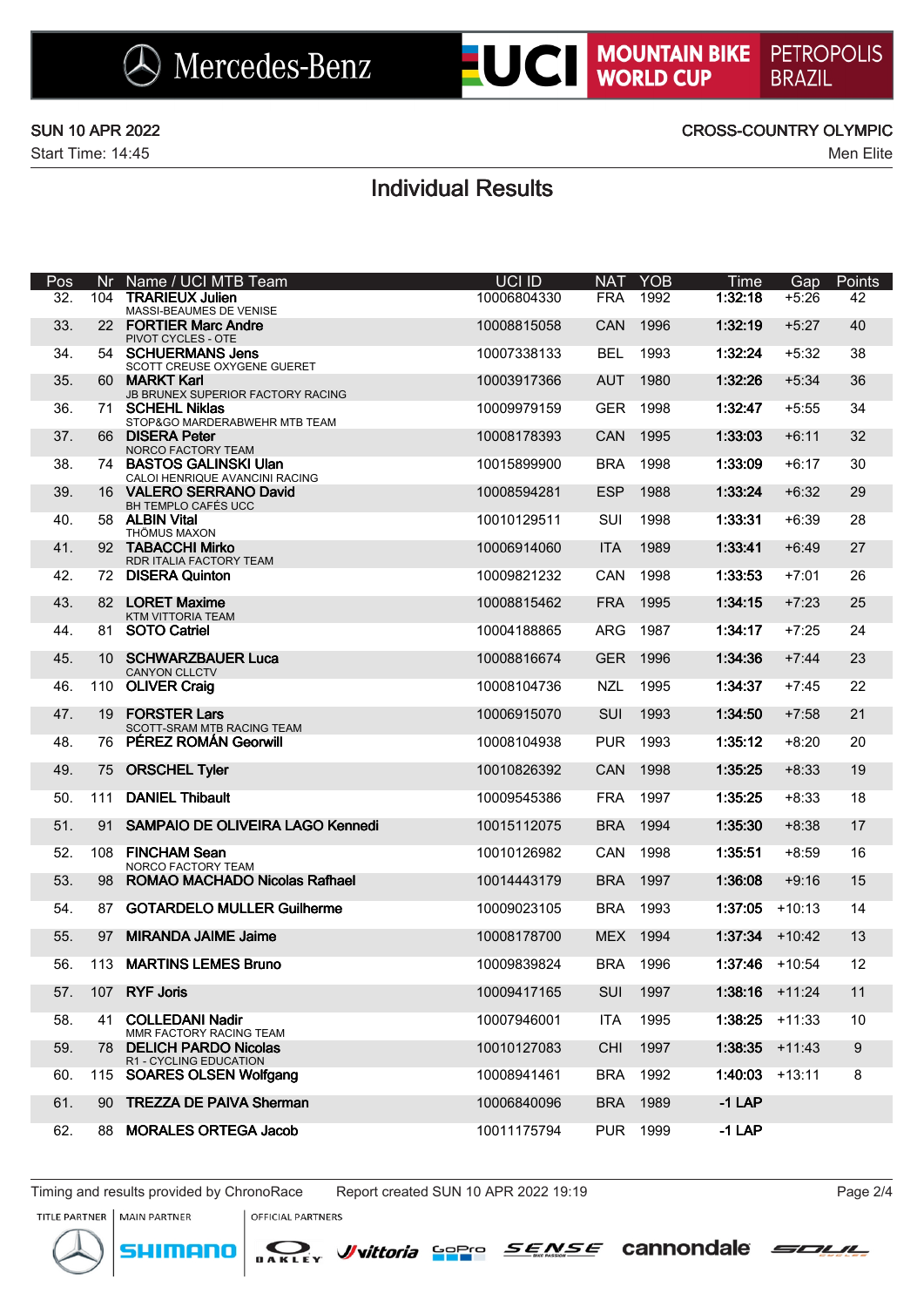SUN 10 APR 2022

Start Time: 14:45

CROSS-COUNTRY OLYMPIC

Men Elite

# Individual Results

| Pos | Nr | Name / UCI MTB Team | UCI ID | NAT | YOB | Time | Gap | Points |
|---|---|---|---|---|---|---|---|---|
| 32. | 104 | **TRARIEUX Julien**<br>MASSI-BEAUMES DE VENISE | 10006804330 | FRA | 1992 | **1:32:18** | +5:26 | 42 |
| 33. | 22 | **FORTIER Marc Andre**<br>PIVOT CYCLES - OTE | 10008815058 | CAN | 1996 | **1:32:19** | +5:27 | 40 |
| 34. | 54 | **SCHUERMANS Jens**<br>SCOTT CREUSE OXYGENE GUERET | 10007338133 | BEL | 1993 | **1:32:24** | +5:32 | 38 |
| 35. | 60 | **MARKT Karl**<br>JB BRUNEX SUPERIOR FACTORY RACING | 10003917366 | AUT | 1980 | **1:32:26** | +5:34 | 36 |
| 36. | 71 | **SCHEHL Niklas**<br>STOP&GO MARDERABWEHR MTB TEAM | 10009979159 | GER | 1998 | **1:32:47** | +5:55 | 34 |
| 37. | 66 | **DISERA Peter**<br>NORCO FACTORY TEAM | 10008178393 | CAN | 1995 | **1:33:03** | +6:11 | 32 |
| 38. | 74 | **BASTOS GALINSKI Ulan**<br>CALOI HENRIQUE AVANCINI RACING | 10015899900 | BRA | 1998 | **1:33:09** | +6:17 | 30 |
| 39. | 16 | **VALERO SERRANO David**<br>BH TEMPLO CAFÉS UCC | 10008594281 | ESP | 1988 | **1:33:24** | +6:32 | 29 |
| 40. | 58 | **ALBIN Vital**<br>THÖMUS MAXON | 10010129511 | SUI | 1998 | **1:33:31** | +6:39 | 28 |
| 41. | 92 | **TABACCHI Mirko**<br>RDR ITALIA FACTORY TEAM | 10006914060 | ITA | 1989 | **1:33:41** | +6:49 | 27 |
| 42. | 72 | **DISERA Quinton** | 10009821232 | CAN | 1998 | **1:33:53** | +7:01 | 26 |
| 43. | 82 | **LORET Maxime**<br>KTM VITTORIA TEAM | 10008815462 | FRA | 1995 | **1:34:15** | +7:23 | 25 |
| 44. | 81 | **SOTO Catriel** | 10004188865 | ARG | 1987 | **1:34:17** | +7:25 | 24 |
| 45. | 10 | **SCHWARZBAUER Luca**<br>CANYON CLLCTV | 10008816674 | GER | 1996 | **1:34:36** | +7:44 | 23 |
| 46. | 110 | **OLIVER Craig** | 10008104736 | NZL | 1995 | **1:34:37** | +7:45 | 22 |
| 47. | 19 | **FORSTER Lars**<br>SCOTT-SRAM MTB RACING TEAM | 10006915070 | SUI | 1993 | **1:34:50** | +7:58 | 21 |
| 48. | 76 | **PÉREZ ROMÁN Georwill** | 10008104938 | PUR | 1993 | **1:35:12** | +8:20 | 20 |
| 49. | 75 | **ORSCHEL Tyler** | 10010826392 | CAN | 1998 | **1:35:25** | +8:33 | 19 |
| 50. | 111 | **DANIEL Thibault** | 10009545386 | FRA | 1997 | **1:35:25** | +8:33 | 18 |
| 51. | 91 | **SAMPAIO DE OLIVEIRA LAGO Kennedi** | 10015112075 | BRA | 1994 | **1:35:30** | +8:38 | 17 |
| 52. | 108 | **FINCHAM Sean**<br>NORCO FACTORY TEAM | 10010126982 | CAN | 1998 | **1:35:51** | +8:59 | 16 |
| 53. | 98 | **ROMAO MACHADO Nicolas Rafhael** | 10014443179 | BRA | 1997 | **1:36:08** | +9:16 | 15 |
| 54. | 87 | **GOTARDELO MULLER Guilherme** | 10009023105 | BRA | 1993 | **1:37:05** | +10:13 | 14 |
| 55. | 97 | **MIRANDA JAIME Jaime** | 10008178700 | MEX | 1994 | **1:37:34** | +10:42 | 13 |
| 56. | 113 | **MARTINS LEMES Bruno** | 10009839824 | BRA | 1996 | **1:37:46** | +10:54 | 12 |
| 57. | 107 | **RYF Joris** | 10009417165 | SUI | 1997 | **1:38:16** | +11:24 | 11 |
| 58. | 41 | **COLLEDANI Nadir**<br>MMR FACTORY RACING TEAM | 10007946001 | ITA | 1995 | **1:38:25** | +11:33 | 10 |
| 59. | 78 | **DELICH PARDO Nicolas**<br>R1 - CYCLING EDUCATION | 10010127083 | CHI | 1997 | **1:38:35** | +11:43 | 9 |
| 60. | 115 | **SOARES OLSEN Wolfgang** | 10008941461 | BRA | 1992 | **1:40:03** | +13:11 | 8 |
| 61. | 90 | **TREZZA DE PAIVA Sherman** | 10006840096 | BRA | 1989 | **-1 LAP** | | |
| 62. | 88 | **MORALES ORTEGA Jacob** | 10011175794 | PUR | 1999 | **-1 LAP** | | |

Timing and results provided by ChronoRace  Report created SUN 10 APR 2022 19:19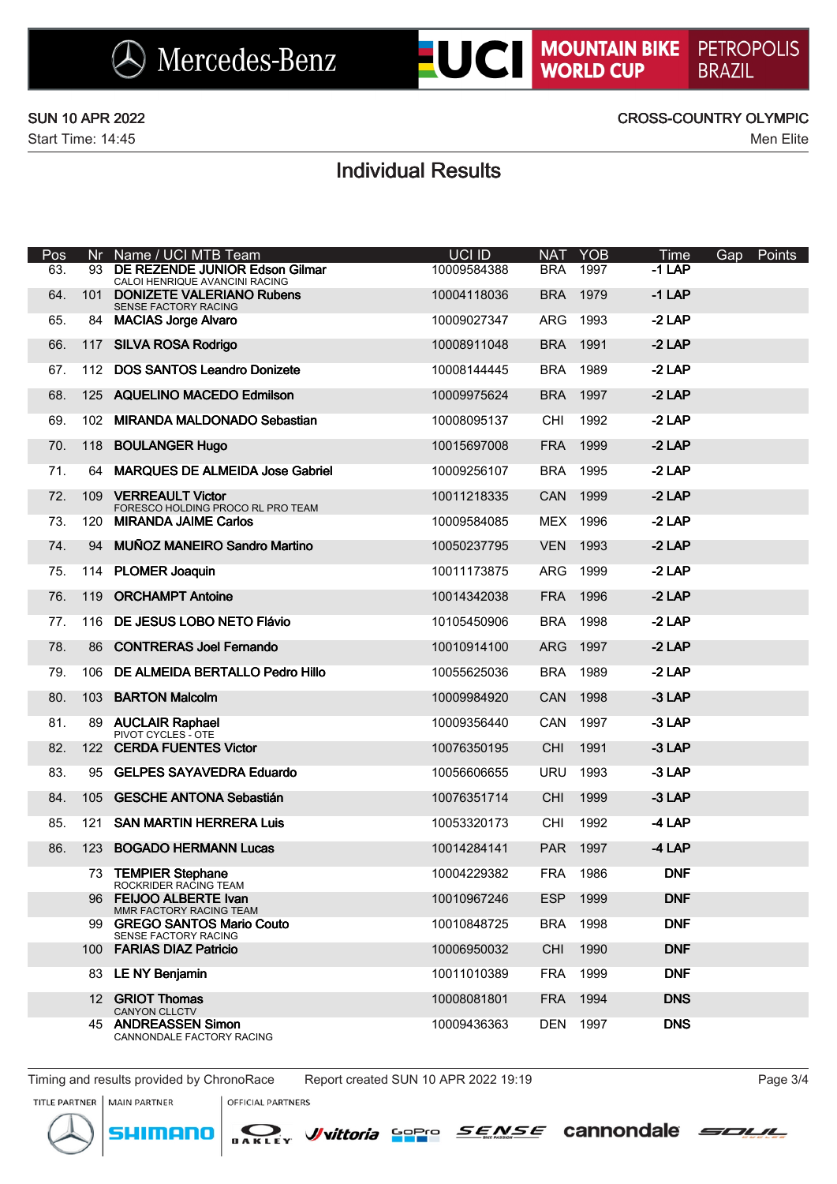SUN 10 APR 2022 — CROSS-COUNTRY OLYMPIC

Start Time: 14:45 — Men Elite

# Individual Results

| Pos | Nr | Name / UCI MTB Team | UCI ID | NAT | YOB | Time | Gap | Points |
|---|---|---|---|---|---|---|---|---|
| 63. | 93 | **DE REZENDE JUNIOR Edson Gilmar** CALOI HENRIQUE AVANCINI RACING | 10009584388 | BRA | 1997 | -1 LAP | | |
| 64. | 101 | **DONIZETE VALERIANO Rubens** SENSE FACTORY RACING | 10004118036 | BRA | 1979 | -1 LAP | | |
| 65. | 84 | **MACIAS Jorge Alvaro** | 10009027347 | ARG | 1993 | -2 LAP | | |
| 66. | 117 | **SILVA ROSA Rodrigo** | 10008911048 | BRA | 1991 | -2 LAP | | |
| 67. | 112 | **DOS SANTOS Leandro Donizete** | 10008144445 | BRA | 1989 | -2 LAP | | |
| 68. | 125 | **AQUELINO MACEDO Edmilson** | 10009975624 | BRA | 1997 | -2 LAP | | |
| 69. | 102 | **MIRANDA MALDONADO Sebastian** | 10008095137 | CHI | 1992 | -2 LAP | | |
| 70. | 118 | **BOULANGER Hugo** | 10015697008 | FRA | 1999 | -2 LAP | | |
| 71. | 64 | **MARQUES DE ALMEIDA Jose Gabriel** | 10009256107 | BRA | 1995 | -2 LAP | | |
| 72. | 109 | **VERREAULT Victor** FORESCO HOLDING PROCO RL PRO TEAM | 10011218335 | CAN | 1999 | -2 LAP | | |
| 73. | 120 | **MIRANDA JAIME Carlos** | 10009584085 | MEX | 1996 | -2 LAP | | |
| 74. | 94 | **MUÑOZ MANEIRO Sandro Martino** | 10050237795 | VEN | 1993 | -2 LAP | | |
| 75. | 114 | **PLOMER Joaquin** | 10011173875 | ARG | 1999 | -2 LAP | | |
| 76. | 119 | **ORCHAMPT Antoine** | 10014342038 | FRA | 1996 | -2 LAP | | |
| 77. | 116 | **DE JESUS LOBO NETO Flávio** | 10105450906 | BRA | 1998 | -2 LAP | | |
| 78. | 86 | **CONTRERAS Joel Fernando** | 10010914100 | ARG | 1997 | -2 LAP | | |
| 79. | 106 | **DE ALMEIDA BERTALLO Pedro Hillo** | 10055625036 | BRA | 1989 | -2 LAP | | |
| 80. | 103 | **BARTON Malcolm** | 10009984920 | CAN | 1998 | -3 LAP | | |
| 81. | 89 | **AUCLAIR Raphael** PIVOT CYCLES - OTE | 10009356440 | CAN | 1997 | -3 LAP | | |
| 82. | 122 | **CERDA FUENTES Victor** | 10076350195 | CHI | 1991 | -3 LAP | | |
| 83. | 95 | **GELPES SAYAVEDRA Eduardo** | 10056606655 | URU | 1993 | -3 LAP | | |
| 84. | 105 | **GESCHE ANTONA Sebastián** | 10076351714 | CHI | 1999 | -3 LAP | | |
| 85. | 121 | **SAN MARTIN HERRERA Luis** | 10053320173 | CHI | 1992 | -4 LAP | | |
| 86. | 123 | **BOGADO HERMANN Lucas** | 10014284141 | PAR | 1997 | -4 LAP | | |
| | 73 | **TEMPIER Stephane** ROCKRIDER RACING TEAM | 10004229382 | FRA | 1986 | DNF | | |
| | 96 | **FEIJOO ALBERTE Ivan** MMR FACTORY RACING TEAM | 10010967246 | ESP | 1999 | DNF | | |
| | 99 | **GREGO SANTOS Mario Couto** SENSE FACTORY RACING | 10010848725 | BRA | 1998 | DNF | | |
| | 100 | **FARIAS DIAZ Patricio** | 10006950032 | CHI | 1990 | DNF | | |
| | 83 | **LE NY Benjamin** | 10011010389 | FRA | 1999 | DNF | | |
| | 12 | **GRIOT Thomas** CANYON CLLCTV | 10008081801 | FRA | 1994 | DNS | | |
| | 45 | **ANDREASSEN Simon** CANNONDALE FACTORY RACING | 10009436363 | DEN | 1997 | DNS | | |

Timing and results provided by ChronoRace — Report created SUN 10 APR 2022 19:19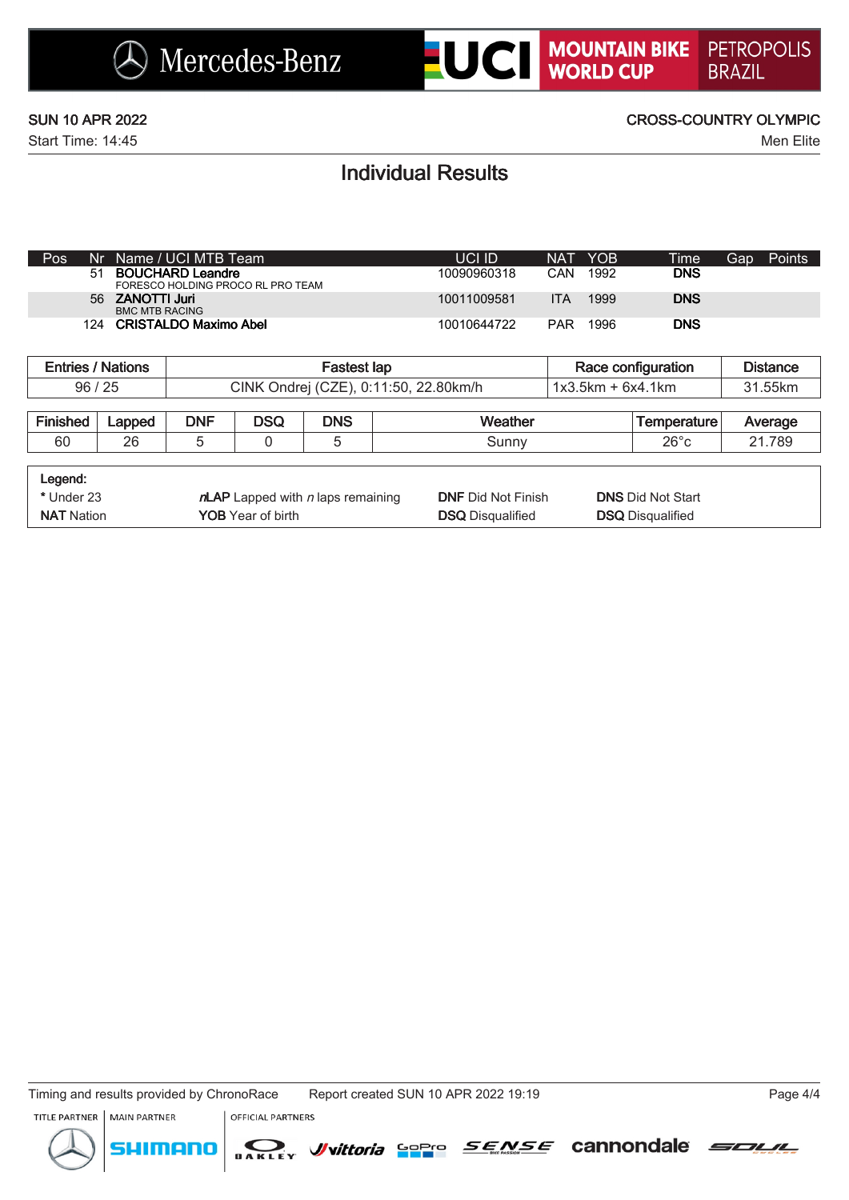SUN 10 APR 2022

Start Time: 14:45

CROSS-COUNTRY OLYMPIC

Men Elite

# Individual Results

| Pos | Nr | Name / UCI MTB Team | UCI ID | NAT | YOB | Time | Gap | Points |
|---|---|---|---|---|---|---|---|---|
| | 51 | **BOUCHARD Leandre**<br>FORESCO HOLDING PROCO RL PRO TEAM | 10090960318 | CAN | 1992 | **DNS** | | |
| | 56 | **ZANOTTI Juri**<br>BMC MTB RACING | 10011009581 | ITA | 1999 | **DNS** | | |
| | 124 | **CRISTALDO Maximo Abel** | 10010644722 | PAR | 1996 | **DNS** | | |

| Entries / Nations | Fastest lap | Race configuration | Distance |
|---|---|---|---|
| 96 / 25 | CINK Ondrej (CZE), 0:11:50, 22.80km/h | 1x3.5km + 6x4.1km | 31.55km |

| Finished | Lapped | DNF | DSQ | DNS | Weather | Temperature | Average |
|---|---|---|---|---|---|---|---|
| 60 | 26 | 5 | 0 | 5 | Sunny | 26°c | 21.789 |

**Legend:**

| | | | |
|---|---|---|---|
| * Under 23 | ***n*LAP** Lapped with *n* laps remaining | **DNF** Did Not Finish | **DNS** Did Not Start |
| **NAT** Nation | **YOB** Year of birth | **DSQ** Disqualified | **DSQ** Disqualified |

Timing and results provided by ChronoRace

Report created SUN 10 APR 2022 19:19